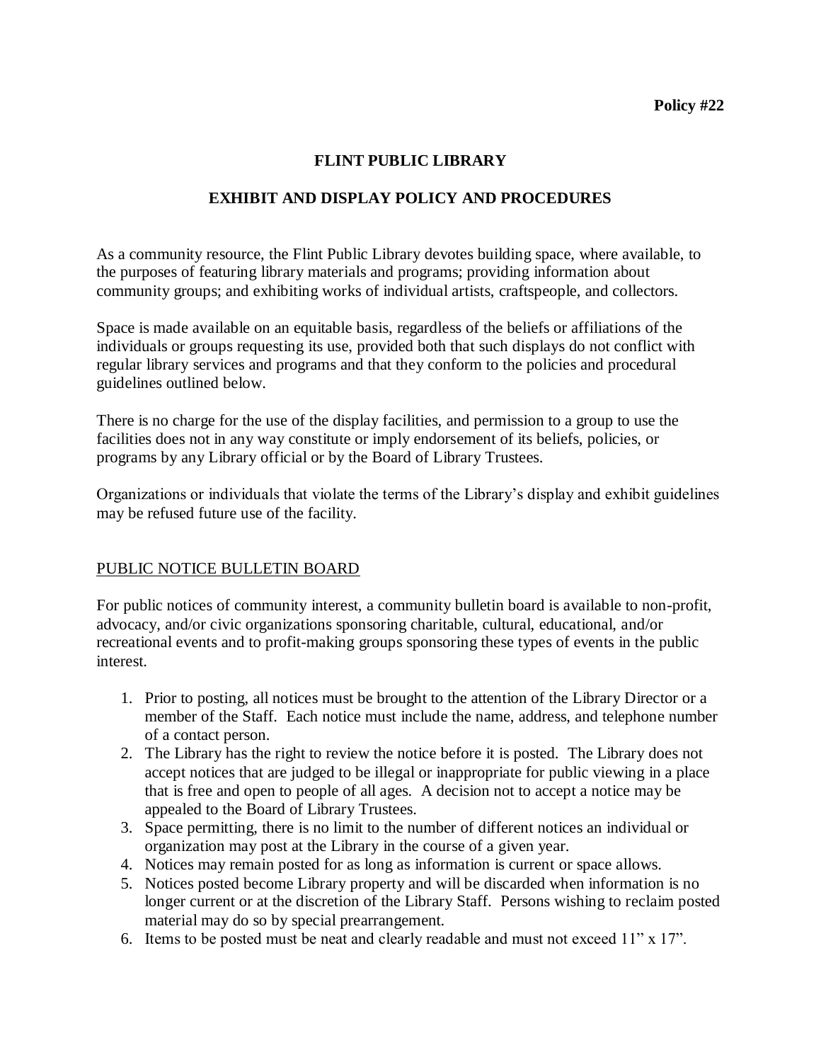**Policy #22**

# FLINT PUBLIC LIBRARY

## EXHIBIT AND DISPLAY POLICY AND PROCEDURES

As a community resource, the Flint Public Library devotes building space, where available, to the purposes of featuring library materials and programs; providing information about community groups; and exhibiting works of individual artists, craftspeople, and collectors.

Space is made available on an equitable basis, regardless of the beliefs or affiliations of the individuals or groups requesting its use, provided both that such displays do not conflict with regular library services and programs and that they conform to the policies and procedural guidelines outlined below.

There is no charge for the use of the display facilities, and permission to a group to use the facilities does not in any way constitute or imply endorsement of its beliefs, policies, or programs by any Library official or by the Board of Library Trustees.

Organizations or individuals that violate the terms of the Library's display and exhibit guidelines may be refused future use of the facility.

### PUBLIC NOTICE BULLETIN BOARD

For public notices of community interest, a community bulletin board is available to non-profit, advocacy, and/or civic organizations sponsoring charitable, cultural, educational, and/or recreational events and to profit-making groups sponsoring these types of events in the public interest.

1. Prior to posting, all notices must be brought to the attention of the Library Director or a member of the Staff. Each notice must include the name, address, and telephone number of a contact person.
2. The Library has the right to review the notice before it is posted. The Library does not accept notices that are judged to be illegal or inappropriate for public viewing in a place that is free and open to people of all ages. A decision not to accept a notice may be appealed to the Board of Library Trustees.
3. Space permitting, there is no limit to the number of different notices an individual or organization may post at the Library in the course of a given year.
4. Notices may remain posted for as long as information is current or space allows.
5. Notices posted become Library property and will be discarded when information is no longer current or at the discretion of the Library Staff. Persons wishing to reclaim posted material may do so by special prearrangement.
6. Items to be posted must be neat and clearly readable and must not exceed 11" x 17".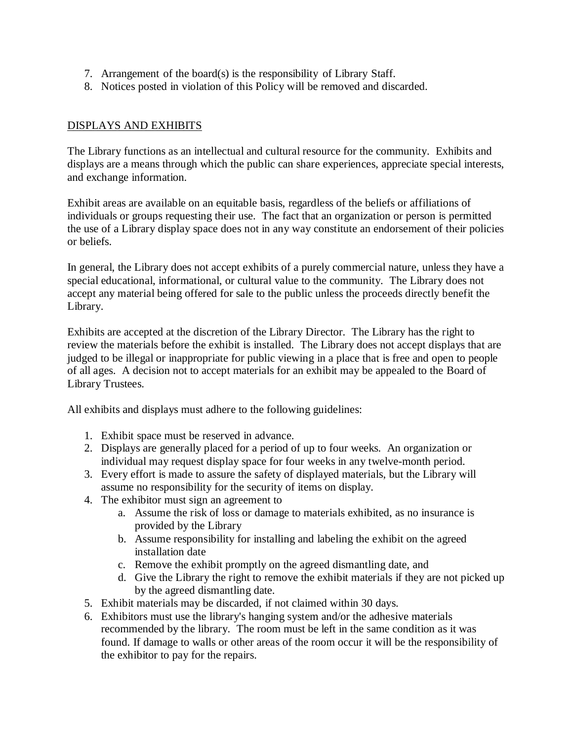7. Arrangement of the board(s) is the responsibility of Library Staff.
8. Notices posted in violation of this Policy will be removed and discarded.

## DISPLAYS AND EXHIBITS

The Library functions as an intellectual and cultural resource for the community. Exhibits and displays are a means through which the public can share experiences, appreciate special interests, and exchange information.

Exhibit areas are available on an equitable basis, regardless of the beliefs or affiliations of individuals or groups requesting their use. The fact that an organization or person is permitted the use of a Library display space does not in any way constitute an endorsement of their policies or beliefs.

In general, the Library does not accept exhibits of a purely commercial nature, unless they have a special educational, informational, or cultural value to the community. The Library does not accept any material being offered for sale to the public unless the proceeds directly benefit the Library.

Exhibits are accepted at the discretion of the Library Director. The Library has the right to review the materials before the exhibit is installed. The Library does not accept displays that are judged to be illegal or inappropriate for public viewing in a place that is free and open to people of all ages. A decision not to accept materials for an exhibit may be appealed to the Board of Library Trustees.

All exhibits and displays must adhere to the following guidelines:

1. Exhibit space must be reserved in advance.
2. Displays are generally placed for a period of up to four weeks. An organization or individual may request display space for four weeks in any twelve-month period.
3. Every effort is made to assure the safety of displayed materials, but the Library will assume no responsibility for the security of items on display.
4. The exhibitor must sign an agreement to
    a. Assume the risk of loss or damage to materials exhibited, as no insurance is provided by the Library
    b. Assume responsibility for installing and labeling the exhibit on the agreed installation date
    c. Remove the exhibit promptly on the agreed dismantling date, and
    d. Give the Library the right to remove the exhibit materials if they are not picked up by the agreed dismantling date.
5. Exhibit materials may be discarded, if not claimed within 30 days.
6. Exhibitors must use the library's hanging system and/or the adhesive materials recommended by the library. The room must be left in the same condition as it was found. If damage to walls or other areas of the room occur it will be the responsibility of the exhibitor to pay for the repairs.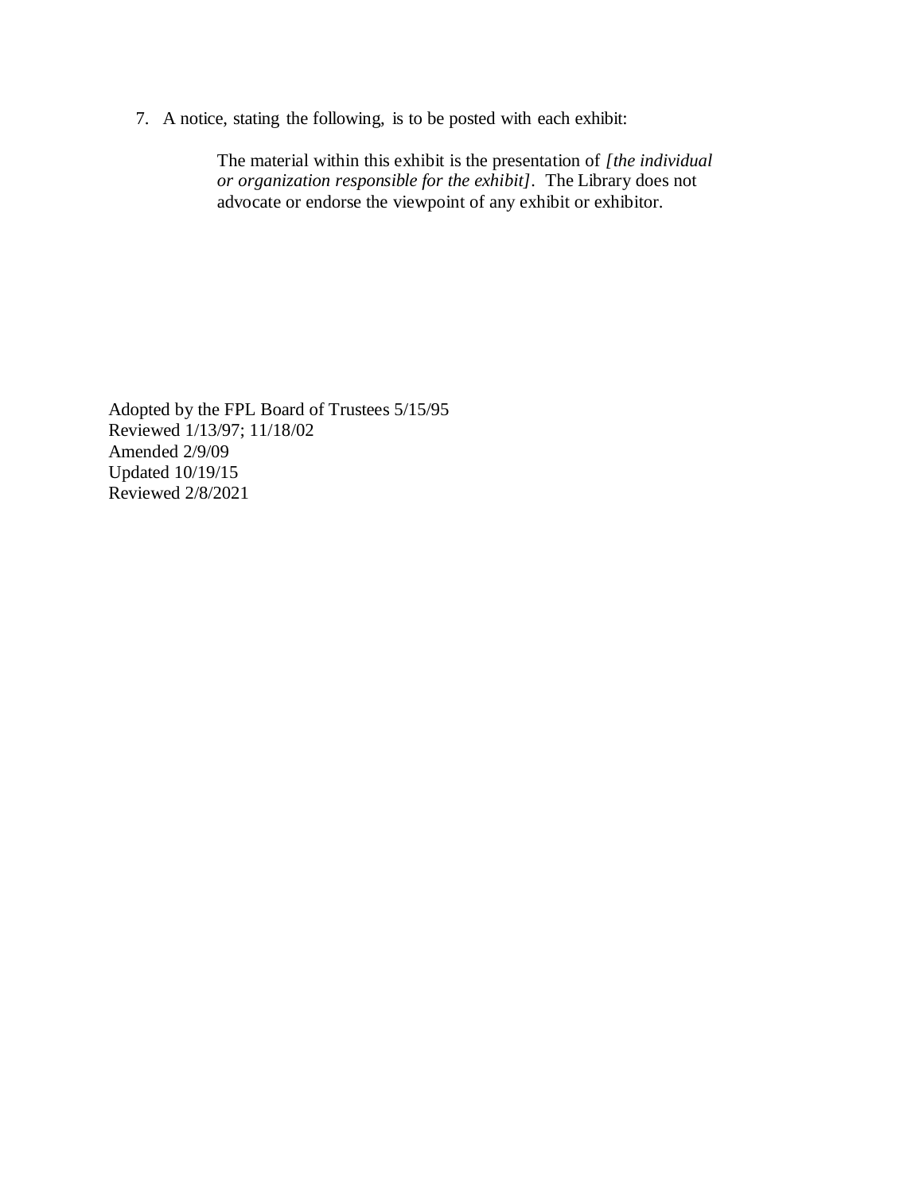7. A notice, stating the following, is to be posted with each exhibit:

   > The material within this exhibit is the presentation of *[the individual or organization responsible for the exhibit]*. The Library does not advocate or endorse the viewpoint of any exhibit or exhibitor.

Adopted by the FPL Board of Trustees 5/15/95
Reviewed 1/13/97; 11/18/02
Amended 2/9/09
Updated 10/19/15
Reviewed 2/8/2021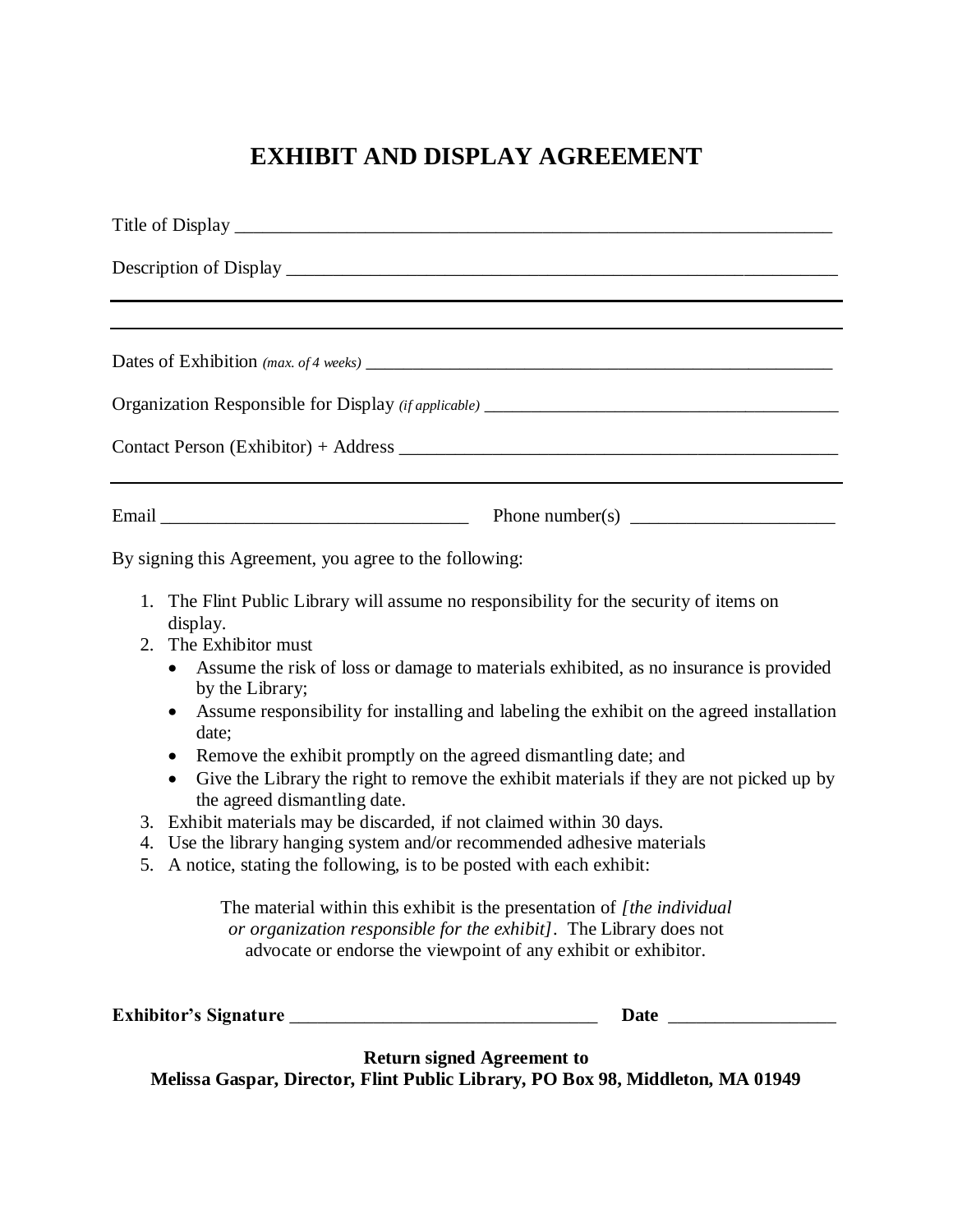# EXHIBIT AND DISPLAY AGREEMENT

Title of Display ___________________________________________________________________

Description of Display ______________________________________________________________

_____________________________________________________________________________

_____________________________________________________________________________

Dates of Exhibition *(max. of 4 weeks)* ___________________________________________________

Organization Responsible for Display *(if applicable)* ______________________________________

Contact Person (Exhibitor) + Address ____________________________________________

_____________________________________________________________________________

Email ________________________________ Phone number(s) _____________________

By signing this Agreement, you agree to the following:

1. The Flint Public Library will assume no responsibility for the security of items on display.
2. The Exhibitor must
   - Assume the risk of loss or damage to materials exhibited, as no insurance is provided by the Library;
   - Assume responsibility for installing and labeling the exhibit on the agreed installation date;
   - Remove the exhibit promptly on the agreed dismantling date; and
   - Give the Library the right to remove the exhibit materials if they are not picked up by the agreed dismantling date.
3. Exhibit materials may be discarded, if not claimed within 30 days.
4. Use the library hanging system and/or recommended adhesive materials
5. A notice, stating the following, is to be posted with each exhibit:

> The material within this exhibit is the presentation of *[the individual or organization responsible for the exhibit]*. The Library does not advocate or endorse the viewpoint of any exhibit or exhibitor.

**Exhibitor's Signature** ________________________________ **Date** _________________

**Return signed Agreement to**
**Melissa Gaspar, Director, Flint Public Library, PO Box 98, Middleton, MA 01949**